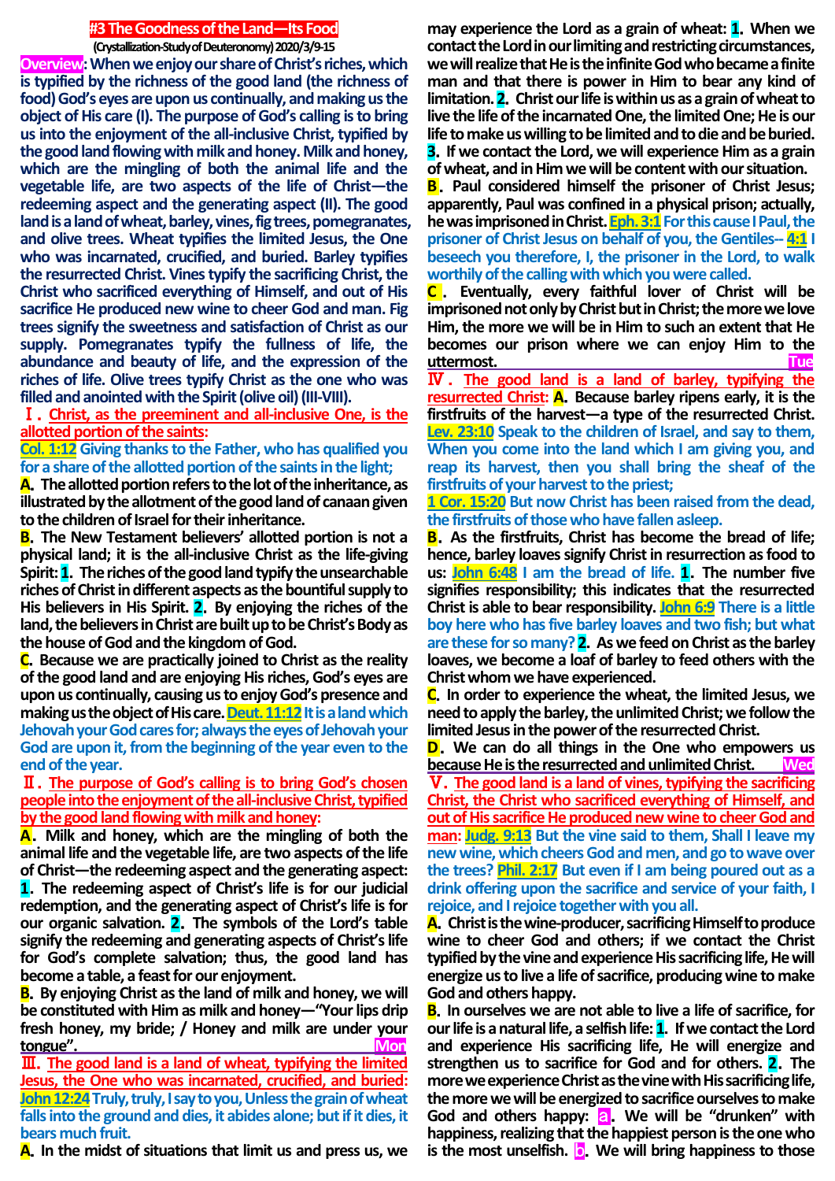# #3 The Goodness of the Land—Its Food

**(Crystallization-Study of Deuteronomy) 2020/3/9-15**

**Overview: When we enjoy our share of Christ's riches, which is typified by the richness of the good land (the richness of food) God's eyes are upon us continually, and making us the object of His care (I). The purpose of God's calling is to bring us into the enjoyment of the all-inclusive Christ, typified by the good land flowing with milk and honey. Milk and honey, which are the mingling of both the animal life and the vegetable life, are two aspects of the life of Christ—the redeeming aspect and the generating aspect (II). The good land is a land of wheat, barley, vines, fig trees, pomegranates, and olive trees. Wheat typifies the limited Jesus, the One who was incarnated, crucified, and buried. Barley typifies the resurrected Christ. Vines typify the sacrificing Christ, the Christ who sacrificed everything of Himself, and out of His sacrifice He produced new wine to cheer God and man. Fig trees signify the sweetness and satisfaction of Christ as our supply. Pomegranates typify the fullness of life, the abundance and beauty of life, and the expression of the riches of life. Olive trees typify Christ as the one who was filled and anointed with the Spirit (olive oil) (III-VIII).**

## Ⅰ. Christ, as the preeminent and all-inclusive One, is the allotted portion of the saints:

**Col. 1:12 Giving thanks to the Father, who has qualified you for a share of the allotted portion of the saints in the light;**

**A.** The allotted portion refers to the lot of the inheritance, as illustrated by the allotment of the good land of canaan given to the children of Israel for their inheritance.

**B.** The New Testament believers' allotted portion is not a physical land; it is the all-inclusive Christ as the life-giving Spirit: **1.** The riches of the good land typify the unsearchable riches of Christ in different aspects as the bountiful supply to His believers in His Spirit. **2.** By enjoying the riches of the land, the believers in Christ are built up to be Christ's Body as the house of God and the kingdom of God.

**C.** Because we are practically joined to Christ as the reality of the good land and are enjoying His riches, God's eyes are upon us continually, causing us to enjoy God's presence and making us the object of His care. **Deut. 11:12 It is a land which Jehovah your God cares for; always the eyes of Jehovah your God are upon it, from the beginning of the year even to the end of the year.**

## Ⅱ. The purpose of God's calling is to bring God's chosen people into the enjoyment of the all-inclusive Christ, typified by the good land flowing with milk and honey:

**A.** Milk and honey, which are the mingling of both the animal life and the vegetable life, are two aspects of the life of Christ—the redeeming aspect and the generating aspect: **1.** The redeeming aspect of Christ's life is for our judicial redemption, and the generating aspect of Christ's life is for our organic salvation. **2.** The symbols of the Lord's table signify the redeeming and generating aspects of Christ's life for God's complete salvation; thus, the good land has become a table, a feast for our enjoyment.

**B.** By enjoying Christ as the land of milk and honey, we will be constituted with Him as milk and honey—"Your lips drip fresh honey, my bride; / Honey and milk are under your tongue". **Mon**

## Ⅲ. The good land is a land of wheat, typifying the limited Jesus, the One who was incarnated, crucified, and buried:

**John 12:24 Truly, truly, I say to you, Unless the grain of wheat falls into the ground and dies, it abides alone; but if it dies, it bears much fruit.**

**A.** In the midst of situations that limit us and press us, we may experience the Lord as a grain of wheat: **1.** When we contact the Lord in our limiting and restricting circumstances, we will realize that He is the infinite God who became a finite man and that there is power in Him to bear any kind of limitation. **2.** Christ our life is within us as a grain of wheat to live the life of the incarnated One, the limited One; He is our life to make us willing to be limited and to die and be buried. **3.** If we contact the Lord, we will experience Him as a grain of wheat, and in Him we will be content with our situation.

**B.** Paul considered himself the prisoner of Christ Jesus; apparently, Paul was confined in a physical prison; actually, he was imprisoned in Christ. **Eph. 3:1 For this cause I Paul, the prisoner of Christ Jesus on behalf of you, the Gentiles-- 4:1 I beseech you therefore, I, the prisoner in the Lord, to walk worthily of the calling with which you were called.**

**C.** Eventually, every faithful lover of Christ will be imprisoned not only by Christ but in Christ; the more we love Him, the more we will be in Him to such an extent that He becomes our prison where we can enjoy Him to the uttermost. **Tue**

## Ⅳ. The good land is a land of barley, typifying the resurrected Christ:

**A.** Because barley ripens early, it is the firstfruits of the harvest—a type of the resurrected Christ. **Lev. 23:10 Speak to the children of Israel, and say to them, When you come into the land which I am giving you, and reap its harvest, then you shall bring the sheaf of the firstfruits of your harvest to the priest;**

**1 Cor. 15:20 But now Christ has been raised from the dead, the firstfruits of those who have fallen asleep.**

**B.** As the firstfruits, Christ has become the bread of life; hence, barley loaves signify Christ in resurrection as food to us: **John 6:48 I am the bread of life.** **1.** The number five signifies responsibility; this indicates that the resurrected Christ is able to bear responsibility. **John 6:9 There is a little boy here who has five barley loaves and two fish; but what are these for so many?** **2.** As we feed on Christ as the barley loaves, we become a loaf of barley to feed others with the Christ whom we have experienced.

**C.** In order to experience the wheat, the limited Jesus, we need to apply the barley, the unlimited Christ; we follow the limited Jesus in the power of the resurrected Christ.

**D.** We can do all things in the One who empowers us because He is the resurrected and unlimited Christ. **Wed**

## Ⅴ. The good land is a land of vines, typifying the sacrificing Christ, the Christ who sacrificed everything of Himself, and out of His sacrifice He produced new wine to cheer God and man:

**Judg. 9:13 But the vine said to them, Shall I leave my new wine, which cheers God and men, and go to wave over the trees? Phil. 2:17 But even if I am being poured out as a drink offering upon the sacrifice and service of your faith, I rejoice, and I rejoice together with you all.**

**A.** Christ is the wine-producer, sacrificing Himself to produce wine to cheer God and others; if we contact the Christ typified by the vine and experience His sacrificing life, He will energize us to live a life of sacrifice, producing wine to make God and others happy.

**B.** In ourselves we are not able to live a life of sacrifice, for our life is a natural life, a selfish life: **1.** If we contact the Lord and experience His sacrificing life, He will energize and strengthen us to sacrifice for God and for others. **2.** The more we experience Christ as the vine with His sacrificing life, the more we will be energized to sacrifice ourselves to make God and others happy: **a.** We will be "drunken" with happiness, realizing that the happiest person is the one who is the most unselfish. **b.** We will bring happiness to those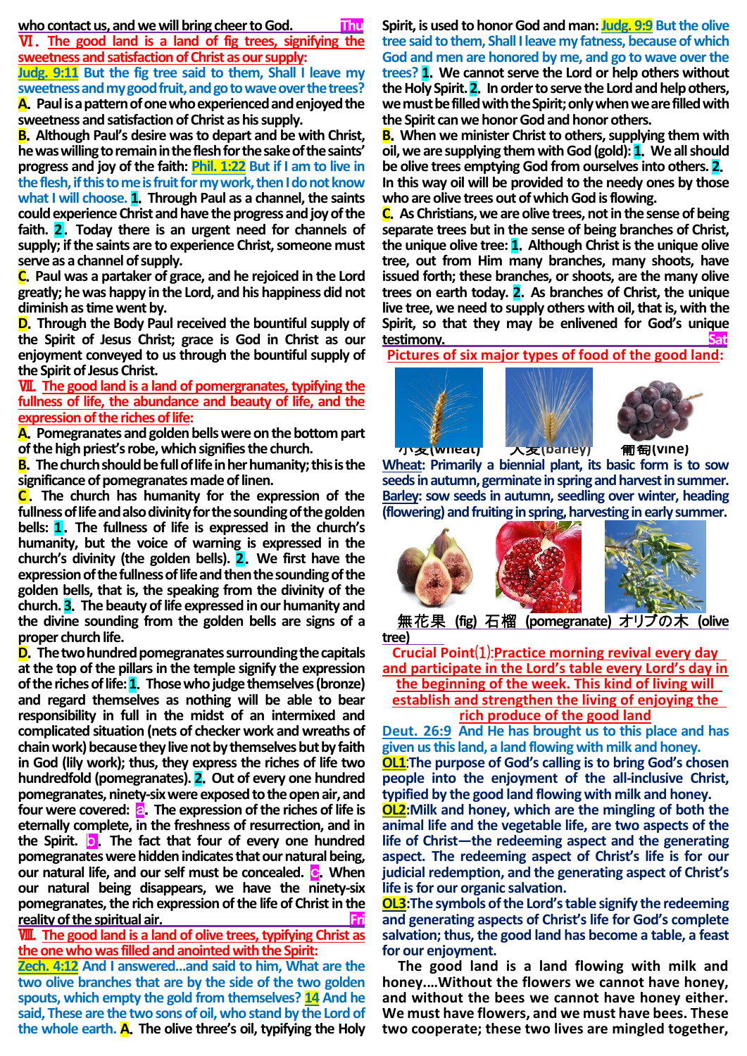who contact us, and we will bring cheer to God. Thu

**Ⅵ. The good land is a land of fig trees, signifying the sweetness and satisfaction of Christ as our supply:**

**Judg. 9:11** But the fig tree said to them, Shall I leave my sweetness and my good fruit, and go to wave over the trees?

**A.** Paul is a pattern of one who experienced and enjoyed the sweetness and satisfaction of Christ as his supply.

**B.** Although Paul's desire was to depart and be with Christ, he was willing to remain in the flesh for the sake of the saints' progress and joy of the faith: **Phil. 1:22** But if I am to live in the flesh, if this to me is fruit for my work, then I do not know what I will choose. **1.** Through Paul as a channel, the saints could experience Christ and have the progress and joy of the faith. **2.** Today there is an urgent need for channels of supply; if the saints are to experience Christ, someone must serve as a channel of supply.

**C.** Paul was a partaker of grace, and he rejoiced in the Lord greatly; he was happy in the Lord, and his happiness did not diminish as time went by.

**D.** Through the Body Paul received the bountiful supply of the Spirit of Jesus Christ; grace is God in Christ as our enjoyment conveyed to us through the bountiful supply of the Spirit of Jesus Christ.

**Ⅶ. The good land is a land of pomergranates, typifying the fullness of life, the abundance and beauty of life, and the expression of the riches of life:**

**A.** Pomegranates and golden bells were on the bottom part of the high priest's robe, which signifies the church.

**B.** The church should be full of life in her humanity; this is the significance of pomegranates made of linen.

**C.** The church has humanity for the expression of the fullness of life and also divinity for the sounding of the golden bells: **1.** The fullness of life is expressed in the church's humanity, but the voice of warning is expressed in the church's divinity (the golden bells). **2.** We first have the expression of the fullness of life and then the sounding of the golden bells, that is, the speaking from the divinity of the church. **3.** The beauty of life expressed in our humanity and the divine sounding from the golden bells are signs of a proper church life.

**D.** The two hundred pomegranates surrounding the capitals at the top of the pillars in the temple signify the expression of the riches of life: **1.** Those who judge themselves (bronze) and regard themselves as nothing will be able to bear responsibility in full in the midst of an intermixed and complicated situation (nets of checker work and wreaths of chain work) because they live not by themselves but by faith in God (lily work); thus, they express the riches of life two hundredfold (pomegranates). **2.** Out of every one hundred pomegranates, ninety-six were exposed to the open air, and four were covered: **a.** The expression of the riches of life is eternally complete, in the freshness of resurrection, and in the Spirit. **b.** The fact that four of every one hundred pomegranates were hidden indicates that our natural being, our natural life, and our self must be concealed. **c.** When our natural being disappears, we have the ninety-six pomegranates, the rich expression of the life of Christ in the reality of the spiritual air. Fri

**Ⅷ. The good land is a land of olive trees, typifying Christ as the one who was filled and anointed with the Spirit:**

**Zech. 4:12** And I answered...and said to him, What are the two olive branches that are by the side of the two golden spouts, which empty the gold from themselves? **14** And he said, These are the two sons of oil, who stand by the Lord of the whole earth. **A.** The olive three's oil, typifying the Holy Spirit, is used to honor God and man: **Judg. 9:9** But the olive tree said to them, Shall I leave my fatness, because of which God and men are honored by me, and go to wave over the trees? **1.** We cannot serve the Lord or help others without the Holy Spirit. **2.** In order to serve the Lord and help others, we must be filled with the Spirit; only when we are filled with the Spirit can we honor God and honor others.

**B.** When we minister Christ to others, supplying them with oil, we are supplying them with God (gold): **1.** We all should be olive trees emptying God from ourselves into others. **2.** In this way oil will be provided to the needy ones by those who are olive trees out of which God is flowing.

**C.** As Christians, we are olive trees, not in the sense of being separate trees but in the sense of being branches of Christ, the unique olive tree: **1.** Although Christ is the unique olive tree, out from Him many branches, many shoots, have issued forth; these branches, or shoots, are the many olive trees on earth today. **2.** As branches of Christ, the unique live tree, we need to supply others with oil, that is, with the Spirit, so that they may be enlivened for God's unique testimony. Sat

**Pictures of six major types of food of the good land:**

小麦(wheat) 大麦(barley) 葡萄(vine)

**Wheat**: Primarily a biennial plant, its basic form is to sow seeds in autumn, germinate in spring and harvest in summer.

**Barley**: sow seeds in autumn, seedling over winter, heading (flowering) and fruiting in spring, harvesting in early summer.

無花果 (fig) 石榴 (pomegranate) オリブの木 (olive tree)

**Crucial Point⑴: Practice morning revival every day and participate in the Lord's table every Lord's day in the beginning of the week. This kind of living will establish and strengthen the living of enjoying the rich produce of the good land**

**Deut. 26:9** And He has brought us to this place and has given us this land, a land flowing with milk and honey.

**OL1**: The purpose of God's calling is to bring God's chosen people into the enjoyment of the all-inclusive Christ, typified by the good land flowing with milk and honey.

**OL2**: Milk and honey, which are the mingling of both the animal life and the vegetable life, are two aspects of the life of Christ—the redeeming aspect and the generating aspect. The redeeming aspect of Christ's life is for our judicial redemption, and the generating aspect of Christ's life is for our organic salvation.

**OL3**: The symbols of the Lord's table signify the redeeming and generating aspects of Christ's life for God's complete salvation; thus, the good land has become a table, a feast for our enjoyment.

The good land is a land flowing with milk and honey....Without the flowers we cannot have honey, and without the bees we cannot have honey either. We must have flowers, and we must have bees. These two cooperate; these two lives are mingled together,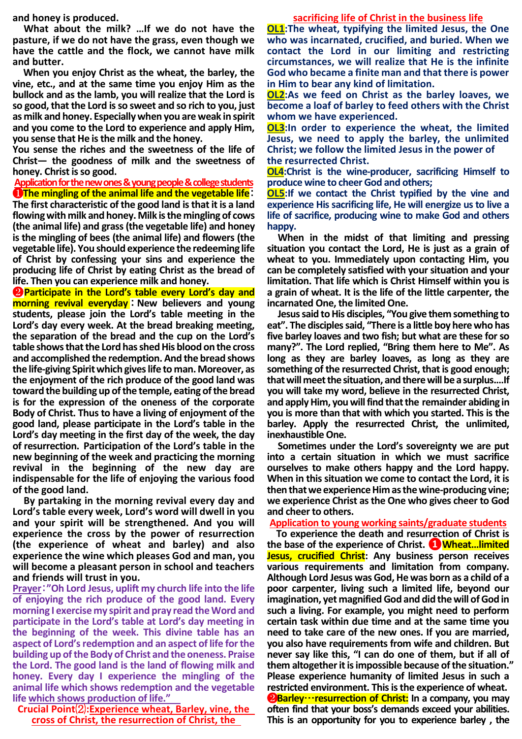and honey is produced.

What about the milk? …If we do not have the pasture, if we do not have the grass, even though we have the cattle and the flock, we cannot have milk and butter.

When you enjoy Christ as the wheat, the barley, the vine, etc., and at the same time you enjoy Him as the bullock and as the lamb, you will realize that the Lord is so good, that the Lord is so sweet and so rich to you, just as milk and honey. Especially when you are weak in spirit and you come to the Lord to experience and apply Him, you sense that He is the milk and the honey.

You sense the riches and the sweetness of the life of Christ— the goodness of milk and the sweetness of honey. Christ is so good.

**Application for the new ones & young people & college students**

**❶The mingling of the animal life and the vegetable life**: The first characteristic of the good land is that it is a land flowing with milk and honey. Milk is the mingling of cows (the animal life) and grass (the vegetable life) and honey is the mingling of bees (the animal life) and flowers (the vegetable life). You should experience the redeeming life of Christ by confessing your sins and experience the producing life of Christ by eating Christ as the bread of life. Then you can experience milk and honey.

**❷Participate in the Lord's table every Lord's day and morning revival everyday**: New believers and young students, please join the Lord's table meeting in the Lord's day every week. At the bread breaking meeting, the separation of the bread and the cup on the Lord's table shows that the Lord has shed His blood on the cross and accomplished the redemption. And the bread shows the life-giving Spirit which gives life to man. Moreover, as the enjoyment of the rich produce of the good land was toward the building up of the temple, eating of the bread is for the expression of the oneness of the corporate Body of Christ. Thus to have a living of enjoyment of the good land, please participate in the Lord's table in the Lord's day meeting in the first day of the week, the day of resurrection. Participation of the Lord's table in the new beginning of the week and practicing the morning revival in the beginning of the new day are indispensable for the life of enjoying the various food of the good land.

By partaking in the morning revival every day and Lord's table every week, Lord's word will dwell in you and your spirit will be strengthened. And you will experience the cross by the power of resurrection (the experience of wheat and barley) and also experience the wine which pleases God and man, you will become a pleasant person in school and teachers and friends will trust in you.

Prayer: "Oh Lord Jesus, uplift my church life into the life of enjoying the rich produce of the good land. Every morning I exercise my spirit and pray read the Word and participate in the Lord's table at Lord's day meeting in the beginning of the week. This divine table has an aspect of Lord's redemption and an aspect of life for the building up of the Body of Christ and the oneness. Praise the Lord. The good land is the land of flowing milk and honey. Every day I experience the mingling of the animal life which shows redemption and the vegetable life which shows production of life."

**Crucial Point⑵: Experience wheat, Barley, vine, the cross of Christ, the resurrection of Christ, the sacrificing life of Christ in the business life**

**OL1**: The wheat, typifying the limited Jesus, the One who was incarnated, crucified, and buried. When we contact the Lord in our limiting and restricting circumstances, we will realize that He is the infinite God who became a finite man and that there is power in Him to bear any kind of limitation.

**OL2**: As we feed on Christ as the barley loaves, we become a loaf of barley to feed others with the Christ whom we have experienced.

**OL3**: In order to experience the wheat, the limited Jesus, we need to apply the barley, the unlimited Christ; we follow the limited Jesus in the power of the resurrected Christ.

**OL4**: Christ is the wine-producer, sacrificing Himself to produce wine to cheer God and others;

**OL5**: If we contact the Christ typified by the vine and experience His sacrificing life, He will energize us to live a life of sacrifice, producing wine to make God and others happy.

When in the midst of that limiting and pressing situation you contact the Lord, He is just as a grain of wheat to you. Immediately upon contacting Him, you can be completely satisfied with your situation and your limitation. That life which is Christ Himself within you is a grain of wheat. It is the life of the little carpenter, the incarnated One, the limited One.

Jesus said to His disciples, "You give them something to eat". The disciples said, "There is a little boy here who has five barley loaves and two fish; but what are these for so many?". The Lord replied, "Bring them here to Me". As long as they are barley loaves, as long as they are something of the resurrected Christ, that is good enough; that will meet the situation, and there will be a surplus.…If you will take my word, believe in the resurrected Christ, and apply Him, you will find that the remainder abiding in you is more than that with which you started. This is the barley. Apply the resurrected Christ, the unlimited, inexhaustible One.

Sometimes under the Lord's sovereignty we are put into a certain situation in which we must sacrifice ourselves to make others happy and the Lord happy. When in this situation we come to contact the Lord, it is then that we experience Him as the wine-producing vine; we experience Christ as the One who gives cheer to God and cheer to others.

**Application to young working saints/graduate students**

To experience the death and resurrection of Christ is the base of the experience of Christ. **❶Wheat…limited Jesus, crucified Christ**: Any business person receives various requirements and limitation from company. Although Lord Jesus was God, He was born as a child of a poor carpenter, living such a limited life, beyond our imagination, yet magnified God and did the will of God in such a living. For example, you might need to perform certain task within due time and at the same time you need to take care of the new ones. If you are married, you also have requirements from wife and children. But never say like this, "I can do one of them, but if all of them altogether it is impossible because of the situation." Please experience humanity of limited Jesus in such a restricted environment. This is the experience of wheat.

**❷Barley…resurrection of Christ:** In a company, you may often find that your boss's demands exceed your abilities. This is an opportunity for you to experience barley , the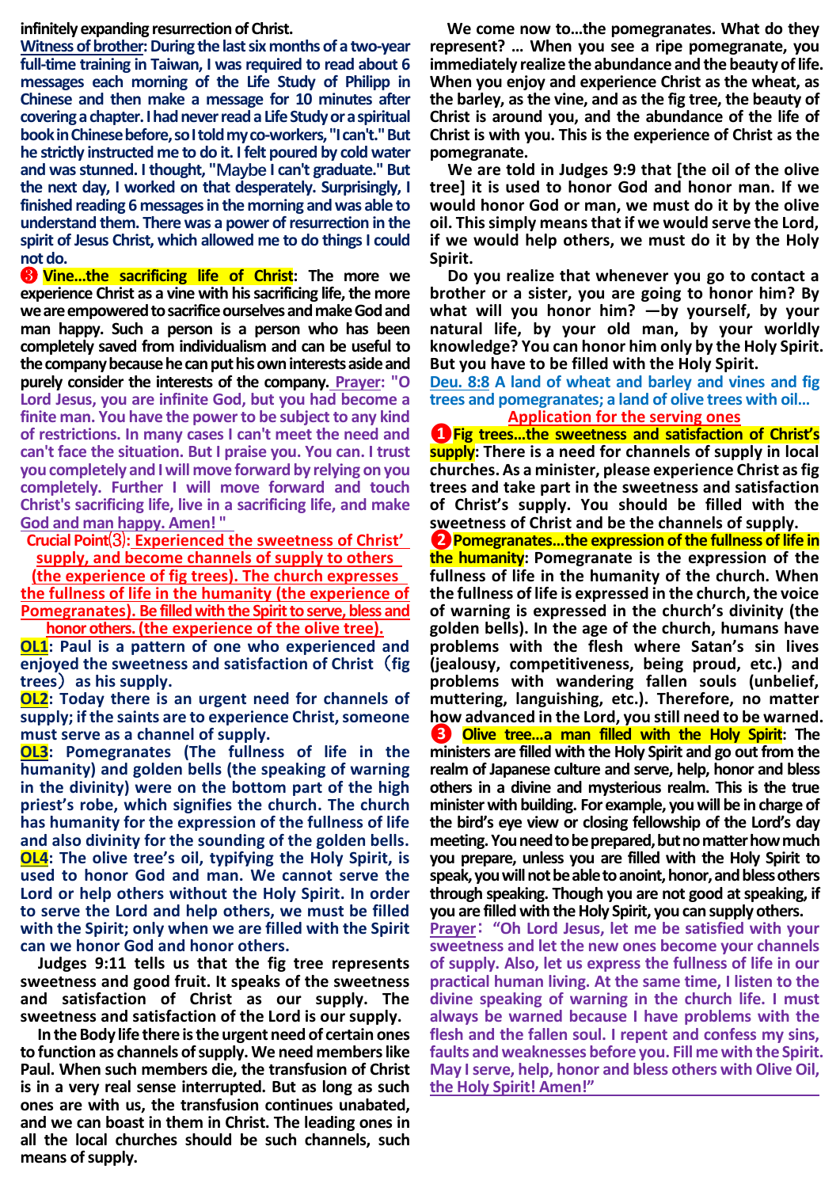infinitely expanding resurrection of Christ.

Witness of brother: During the last six months of a two-year full-time training in Taiwan, I was required to read about 6 messages each morning of the Life Study of Philipp in Chinese and then make a message for 10 minutes after covering a chapter. I had never read a Life Study or a spiritual book in Chinese before, so I told my co-workers, "I can't." But he strictly instructed me to do it. I felt poured by cold water and was stunned. I thought, "Maybe I can't graduate." But the next day, I worked on that desperately. Surprisingly, I finished reading 6 messages in the morning and was able to understand them. There was a power of resurrection in the spirit of Jesus Christ, which allowed me to do things I could not do.

❸ **Vine…the sacrificing life of Christ**: The more we experience Christ as a vine with his sacrificing life, the more we are empowered to sacrifice ourselves and make God and man happy. Such a person is a person who has been completely saved from individualism and can be useful to the company because he can put his own interests aside and purely consider the interests of the company. Prayer: "O Lord Jesus, you are infinite God, but you had become a finite man. You have the power to be subject to any kind of restrictions. In many cases I can't meet the need and can't face the situation. But I praise you. You can. I trust you completely and I will move forward by relying on you completely. Further I will move forward and touch Christ's sacrificing life, live in a sacrificing life, and make God and man happy. Amen! "

**Crucial Point⑶: Experienced the sweetness of Christ' supply, and become channels of supply to others (the experience of fig trees). The church expresses the fullness of life in the humanity (the experience of Pomegranates). Be filled with the Spirit to serve, bless and honor others. (the experience of the olive tree).**

**OL1**: Paul is a pattern of one who experienced and enjoyed the sweetness and satisfaction of Christ（fig trees）as his supply.

**OL2**: Today there is an urgent need for channels of supply; if the saints are to experience Christ, someone must serve as a channel of supply.

**OL3**: Pomegranates (The fullness of life in the humanity) and golden bells (the speaking of warning in the divinity) were on the bottom part of the high priest's robe, which signifies the church. The church has humanity for the expression of the fullness of life and also divinity for the sounding of the golden bells.

**OL4**: The olive tree's oil, typifying the Holy Spirit, is used to honor God and man. We cannot serve the Lord or help others without the Holy Spirit. In order to serve the Lord and help others, we must be filled with the Spirit; only when we are filled with the Spirit can we honor God and honor others.

Judges 9:11 tells us that the fig tree represents sweetness and good fruit. It speaks of the sweetness and satisfaction of Christ as our supply. The sweetness and satisfaction of the Lord is our supply.

In the Body life there is the urgent need of certain ones to function as channels of supply. We need members like Paul. When such members die, the transfusion of Christ is in a very real sense interrupted. But as long as such ones are with us, the transfusion continues unabated, and we can boast in them in Christ. The leading ones in all the local churches should be such channels, such means of supply.

We come now to…the pomegranates. What do they represent? … When you see a ripe pomegranate, you immediately realize the abundance and the beauty of life. When you enjoy and experience Christ as the wheat, as the barley, as the vine, and as the fig tree, the beauty of Christ is around you, and the abundance of the life of Christ is with you. This is the experience of Christ as the pomegranate.

We are told in Judges 9:9 that [the oil of the olive tree] it is used to honor God and honor man. If we would honor God or man, we must do it by the olive oil. This simply means that if we would serve the Lord, if we would help others, we must do it by the Holy Spirit.

Do you realize that whenever you go to contact a brother or a sister, you are going to honor him? By what will you honor him? —by yourself, by your natural life, by your old man, by your worldly knowledge? You can honor him only by the Holy Spirit. But you have to be filled with the Holy Spirit.

Deu. 8:8 A land of wheat and barley and vines and fig trees and pomegranates; a land of olive trees with oil…

**Application for the serving ones**

❶ **Fig trees…the sweetness and satisfaction of Christ's supply**: There is a need for channels of supply in local churches. As a minister, please experience Christ as fig trees and take part in the sweetness and satisfaction of Christ's supply. You should be filled with the sweetness of Christ and be the channels of supply.

❷ **Pomegranates…the expression of the fullness of life in the humanity**: Pomegranate is the expression of the fullness of life in the humanity of the church. When the fullness of life is expressed in the church, the voice of warning is expressed in the church's divinity (the golden bells). In the age of the church, humans have problems with the flesh where Satan's sin lives (jealousy, competitiveness, being proud, etc.) and problems with wandering fallen souls (unbelief, muttering, languishing, etc.). Therefore, no matter how advanced in the Lord, you still need to be warned.

❸ **Olive tree…a man filled with the Holy Spirit**: The ministers are filled with the Holy Spirit and go out from the realm of Japanese culture and serve, help, honor and bless others in a divine and mysterious realm. This is the true minister with building. For example, you will be in charge of the bird's eye view or closing fellowship of the Lord's day meeting. You need to be prepared, but no matter how much you prepare, unless you are filled with the Holy Spirit to speak, you will not be able to anoint, honor, and bless others through speaking. Though you are not good at speaking, if you are filled with the Holy Spirit, you can supply others.

Prayer: "Oh Lord Jesus, let me be satisfied with your sweetness and let the new ones become your channels of supply. Also, let us express the fullness of life in our practical human living. At the same time, I listen to the divine speaking of warning in the church life. I must always be warned because I have problems with the flesh and the fallen soul. I repent and confess my sins, faults and weaknesses before you. Fill me with the Spirit. May I serve, help, honor and bless others with Olive Oil, the Holy Spirit! Amen!"